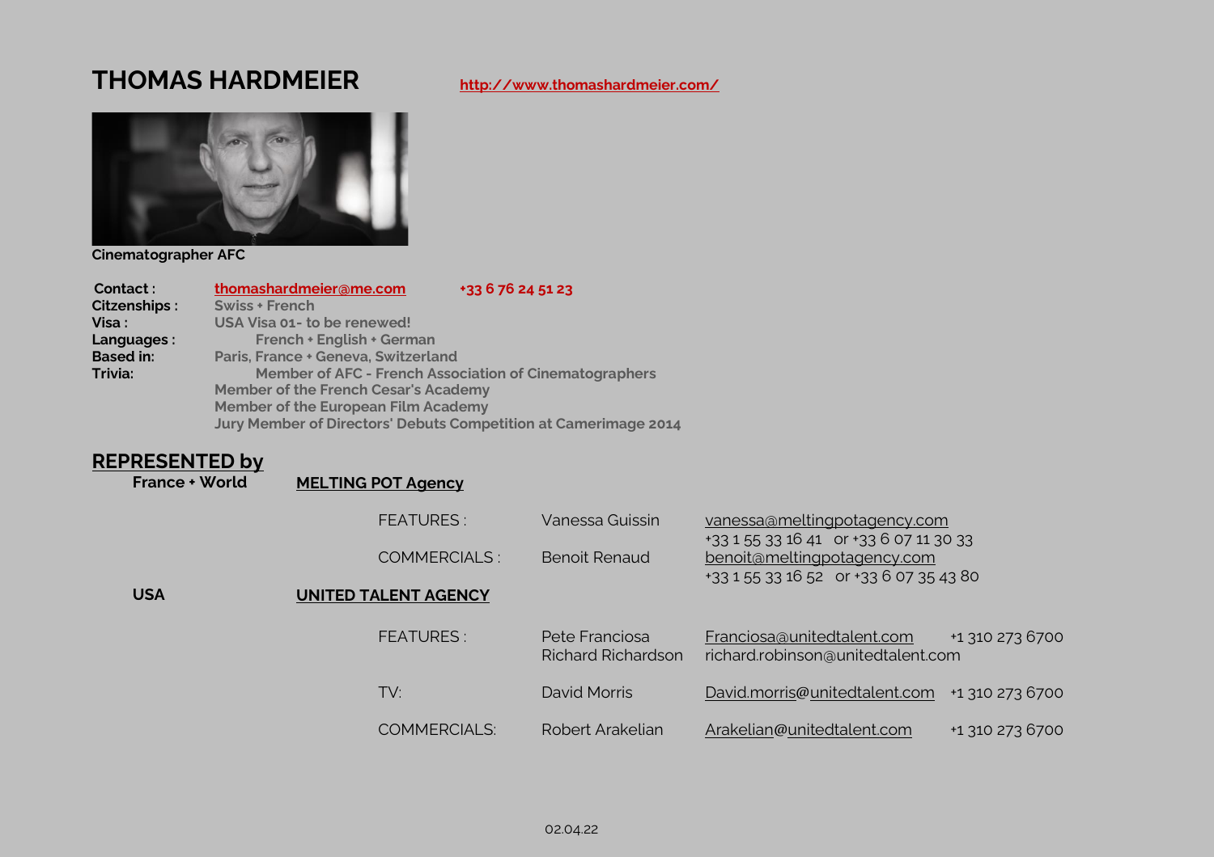# THOMAS HARDMEIER

**http://www.thomashardmeier.com/**

**Cinematographer AFC**

| | |
|---|---|
| **Contact :** | **thomashardmeier@me.com** **+33 6 76 24 51 23** |
| **Citzenships :** | **Swiss + French** |
| **Visa :** | **USA Visa 01- to be renewed!** |
| **Languages :** | **French + English + German** |
| **Based in:** | **Paris, France + Geneva, Switzerland** |
| **Trivia:** | **Member of AFC - French Association of Cinematographers** |
| | **Member of the French Cesar's Academy** |
| | **Member of the European Film Academy** |
| | **Jury Member of Directors' Debuts Competition at Camerimage 2014** |

## REPRESENTED by

**France + World** — **MELTING POT Agency**

| | | | |
|---|---|---|---|
| FEATURES : | Vanessa Guissin | vanessa@meltingpotagency.com +33 1 55 33 16 41 or +33 6 07 11 30 33 | |
| COMMERCIALS : | Benoit Renaud | benoit@meltingpotagency.com +33 1 55 33 16 52 or +33 6 07 35 43 80 | |

**USA** — **UNITED TALENT AGENCY**

| | | | |
|---|---|---|---|
| FEATURES : | Pete Franciosa | Franciosa@unitedtalent.com | +1 310 273 6700 |
| | Richard Richardson | richard.robinson@unitedtalent.com | |
| TV: | David Morris | David.morris@unitedtalent.com | +1 310 273 6700 |
| COMMERCIALS: | Robert Arakelian | Arakelian@unitedtalent.com | +1 310 273 6700 |

02.04.22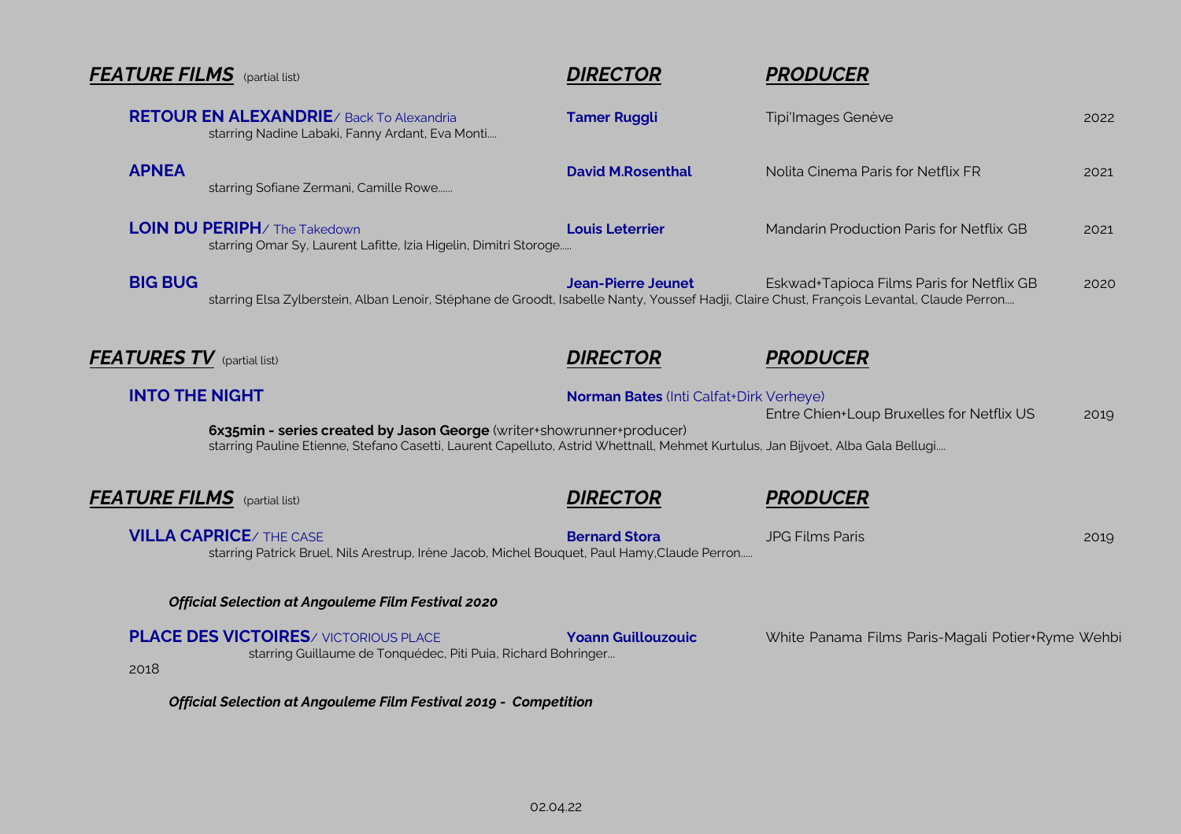## *FEATURE FILMS* (partial list)

| Title | *DIRECTOR* | *PRODUCER* | Year |
| --- | --- | --- | --- |
| **RETOUR EN ALEXANDRIE**/ Back To Alexandria<br>starring Nadine Labaki, Fanny Ardant, Eva Monti.... | **Tamer Ruggli** | Tipi'Images Genève | 2022 |
| **APNEA**<br>starring Sofiane Zermani, Camille Rowe...... | **David M.Rosenthal** | Nolita Cinema Paris for Netflix FR | 2021 |
| **LOIN DU PERIPH**/ The Takedown<br>starring Omar Sy, Laurent Lafitte, Izia Higelin, Dimitri Storoge..... | **Louis Leterrier** | Mandarin Production Paris for Netflix GB | 2021 |
| **BIG BUG**<br>starring Elsa Zylberstein, Alban Lenoir, Stéphane de Groodt, Isabelle Nanty, Youssef Hadji, Claire Chust, François Levantal, Claude Perron.... | **Jean-Pierre Jeunet** | Eskwad+Tapioca Films Paris for Netflix GB | 2020 |

## *FEATURES TV* (partial list)

| Title | *DIRECTOR* | *PRODUCER* | Year |
| --- | --- | --- | --- |
| **INTO THE NIGHT**<br>**6x35min - series created by Jason George** (writer+showrunner+producer)<br>starring Pauline Etienne, Stefano Casetti, Laurent Capelluto, Astrid Whettnall, Mehmet Kurtulus, Jan Bijvoet, Alba Gala Bellugi.... | **Norman Bates** (Inti Calfat+Dirk Verheye) | Entre Chien+Loup Bruxelles for Netflix US | 2019 |

## *FEATURE FILMS* (partial list)

| Title | *DIRECTOR* | *PRODUCER* | Year |
| --- | --- | --- | --- |
| **VILLA CAPRICE**/ THE CASE<br>starring Patrick Bruel, Nils Arestrup, Irène Jacob, Michel Bouquet, Paul Hamy,Claude Perron.....<br>***Official Selection at Angouleme Film Festival 2020*** | **Bernard Stora** | JPG Films Paris | 2019 |
| **PLACE DES VICTOIRES**/ VICTORIOUS PLACE<br>starring Guillaume de Tonquédec, Piti Puia, Richard Bohringer...<br>***Official Selection at Angouleme Film Festival 2019 - Competition*** | **Yoann Guillouzouic** | White Panama Films Paris-Magali Potier+Ryme Wehbi | 2018 |

02.04.22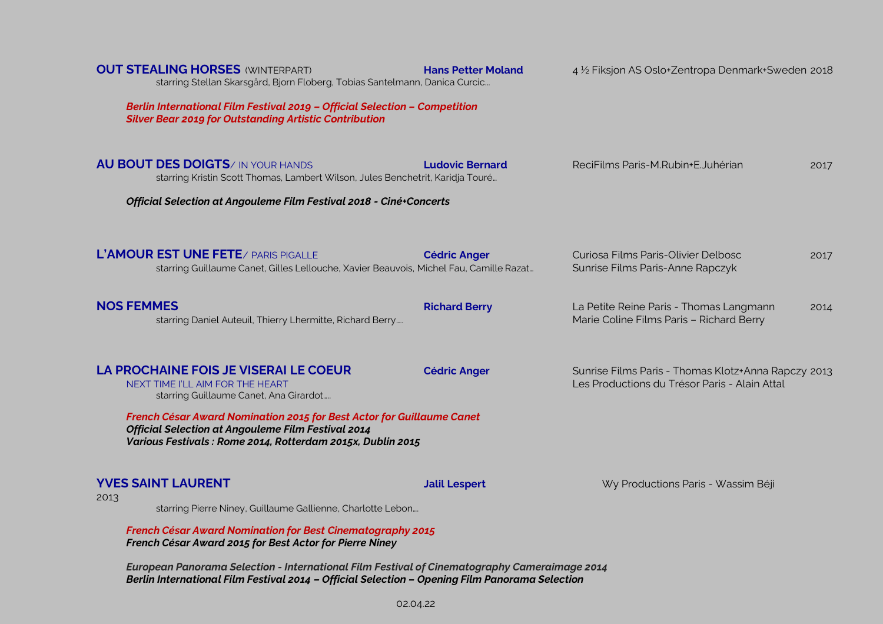**OUT STEALING HORSES** (WINTERPART) — **Hans Petter Moland** — 4 ½ Fiksjon AS Oslo+Zentropa Denmark+Sweden 2018

starring Stellan Skarsgård, Bjorn Floberg, Tobias Santelmann, Danica Curcic...

***Berlin International Film Festival 2019 – Official Selection – Competition***
***Silver Bear 2019 for Outstanding Artistic Contribution***

**AU BOUT DES DOIGTS**/ IN YOUR HANDS — **Ludovic Bernard** — ReciFilms Paris-M.Rubin+E.Juhérian — 2017

starring Kristin Scott Thomas, Lambert Wilson, Jules Benchetrit, Karidja Touré...

***Official Selection at Angouleme Film Festival 2018 - Ciné+Concerts***

**L'AMOUR EST UNE FETE**/ PARIS PIGALLE — **Cédric Anger** — Curiosa Films Paris-Olivier Delbosc, Sunrise Films Paris-Anne Rapczyk — 2017

starring Guillaume Canet, Gilles Lellouche, Xavier Beauvois, Michel Fau, Camille Razat...

**NOS FEMMES** — **Richard Berry** — La Petite Reine Paris - Thomas Langmann, Marie Coline Films Paris – Richard Berry — 2014

starring Daniel Auteuil, Thierry Lhermitte, Richard Berry.....

**LA PROCHAINE FOIS JE VISERAI LE COEUR** — **Cédric Anger** — Sunrise Films Paris - Thomas Klotz+Anna Rapczy, Les Productions du Trésor Paris - Alain Attal — 2013

NEXT TIME I'LL AIM FOR THE HEART

starring Guillaume Canet, Ana Girardot.....

***French César Award Nomination 2015 for Best Actor for Guillaume Canet***
***Official Selection at Angouleme Film Festival 2014***
***Various Festivals : Rome 2014, Rotterdam 2015x, Dublin 2015***

**YVES SAINT LAURENT** — **Jalil Lespert** — Wy Productions Paris - Wassim Béji

2013

starring Pierre Niney, Guillaume Gallienne, Charlotte Lebon....

***French César Award Nomination for Best Cinematography 2015***
***French César Award 2015 for Best Actor for Pierre Niney***

***European Panorama Selection - International Film Festival of Cinematography Cameraimage 2014***
***Berlin International Film Festival 2014 – Official Selection – Opening Film Panorama Selection***

02.04.22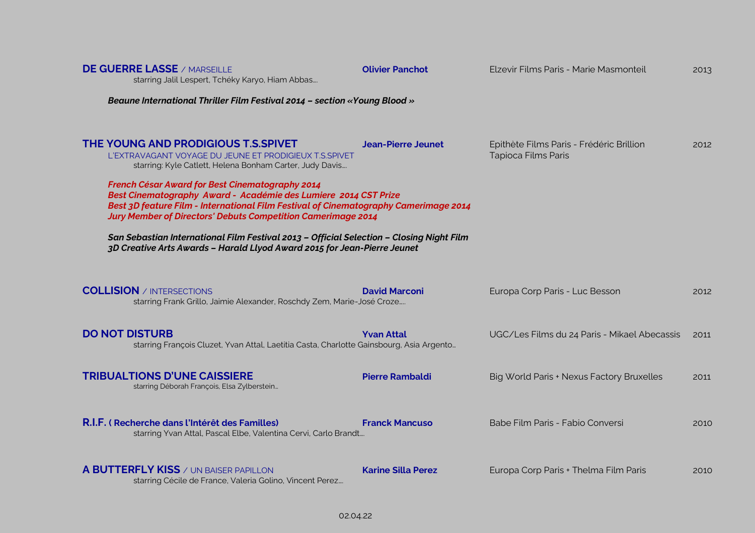**DE GUERRE LASSE** / MARSEILLE — **Olivier Panchot** — Elzevir Films Paris - Marie Masmonteil — 2013
starring Jalil Lespert, Tchéky Karyo, Hiam Abbas....

***Beaune International Thriller Film Festival 2014 – section «Young Blood »***

**THE YOUNG AND PRODIGIOUS T.S.SPIVET** — **Jean-Pierre Jeunet** — Epithète Films Paris - Frédéric Brillion, Tapioca Films Paris — 2012
L'EXTRAVAGANT VOYAGE DU JEUNE ET PRODIGIEUX T.S.SPIVET
starring: Kyle Catlett, Helena Bonham Carter, Judy Davis....

***French César Award for Best Cinematography 2014***
***Best Cinematography Award - Académie des Lumiere 2014 CST Prize***
***Best 3D feature Film - International Film Festival of Cinematography Camerimage 2014***
***Jury Member of Directors' Debuts Competition Camerimage 2014***

***San Sebastian International Film Festival 2013 – Official Selection – Closing Night Film***
***3D Creative Arts Awards – Harald Llyod Award 2015 for Jean-Pierre Jeunet***

**COLLISION** / INTERSECTIONS — **David Marconi** — Europa Corp Paris - Luc Besson — 2012
starring Frank Grillo, Jaimie Alexander, Roschdy Zem, Marie-José Croze.....

**DO NOT DISTURB** — **Yvan Attal** — UGC/Les Films du 24 Paris - Mikael Abecassis — 2011
starring François Cluzet, Yvan Attal, Laetitia Casta, Charlotte Gainsbourg, Asia Argento...

**TRIBUALTIONS D'UNE CAISSIERE** — **Pierre Rambaldi** — Big World Paris + Nexus Factory Bruxelles — 2011
starring Déborah François, Elsa Zylberstein...

**R.I.F. ( Recherche dans l'Intérêt des Familles)** — **Franck Mancuso** — Babe Film Paris - Fabio Conversi — 2010
starring Yvan Attal, Pascal Elbe, Valentina Cervi, Carlo Brandt....

**A BUTTERFLY KISS** / UN BAISER PAPILLON — **Karine Silla Perez** — Europa Corp Paris + Thelma Film Paris — 2010
starring Cécile de France, Valeria Golino, Vincent Perez....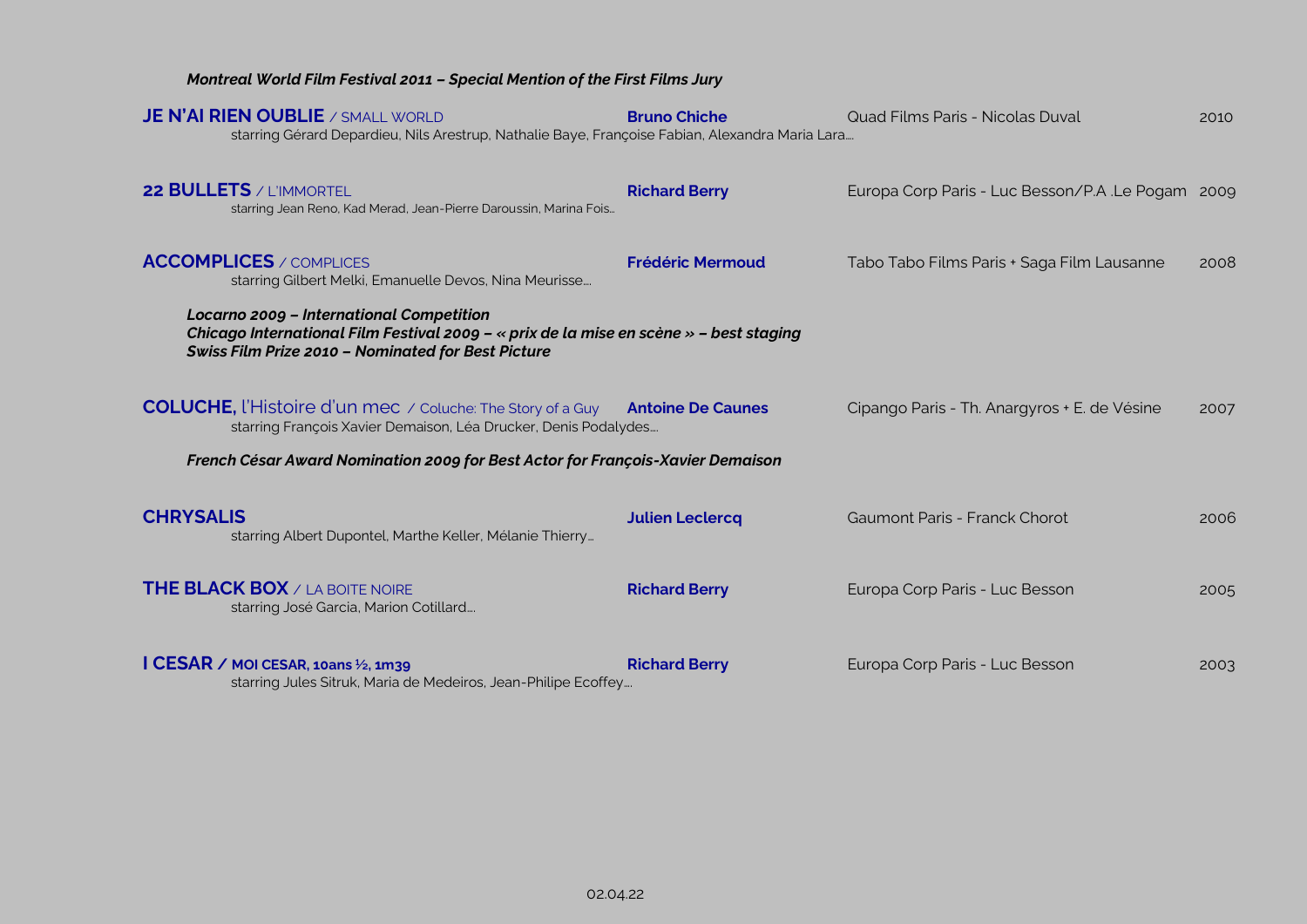***Montreal World Film Festival 2011 – Special Mention of the First Films Jury***

**JE N'AI RIEN OUBLIE** / SMALL WORLD — **Bruno Chiche** — Quad Films Paris - Nicolas Duval — 2010
starring Gérard Depardieu, Nils Arestrup, Nathalie Baye, Françoise Fabian, Alexandra Maria Lara…

**22 BULLETS** / L'IMMORTEL — **Richard Berry** — Europa Corp Paris - Luc Besson/P.A .Le Pogam — 2009
starring Jean Reno, Kad Merad, Jean-Pierre Daroussin, Marina Fois…

**ACCOMPLICES** / COMPLICES — **Frédéric Mermoud** — Tabo Tabo Films Paris + Saga Film Lausanne — 2008
starring Gilbert Melki, Emanuelle Devos, Nina Meurisse…

***Locarno 2009 – International Competition***
***Chicago International Film Festival 2009 – « prix de la mise en scène » – best staging***
***Swiss Film Prize 2010 – Nominated for Best Picture***

**COLUCHE,** l'Histoire d'un mec / Coluche: The Story of a Guy — **Antoine De Caunes** — Cipango Paris - Th. Anargyros + E. de Vésine — 2007
starring François Xavier Demaison, Léa Drucker, Denis Podalydes…

***French César Award Nomination 2009 for Best Actor for François-Xavier Demaison***

**CHRYSALIS** — **Julien Leclercq** — Gaumont Paris - Franck Chorot — 2006
starring Albert Dupontel, Marthe Keller, Mélanie Thierry…

**THE BLACK BOX** / LA BOITE NOIRE — **Richard Berry** — Europa Corp Paris - Luc Besson — 2005
starring José Garcia, Marion Cotillard…

**I CESAR** / **MOI CESAR, 10ans ½, 1m39** — **Richard Berry** — Europa Corp Paris - Luc Besson — 2003
starring Jules Sitruk, Maria de Medeiros, Jean-Philipe Ecoffey…

02.04.22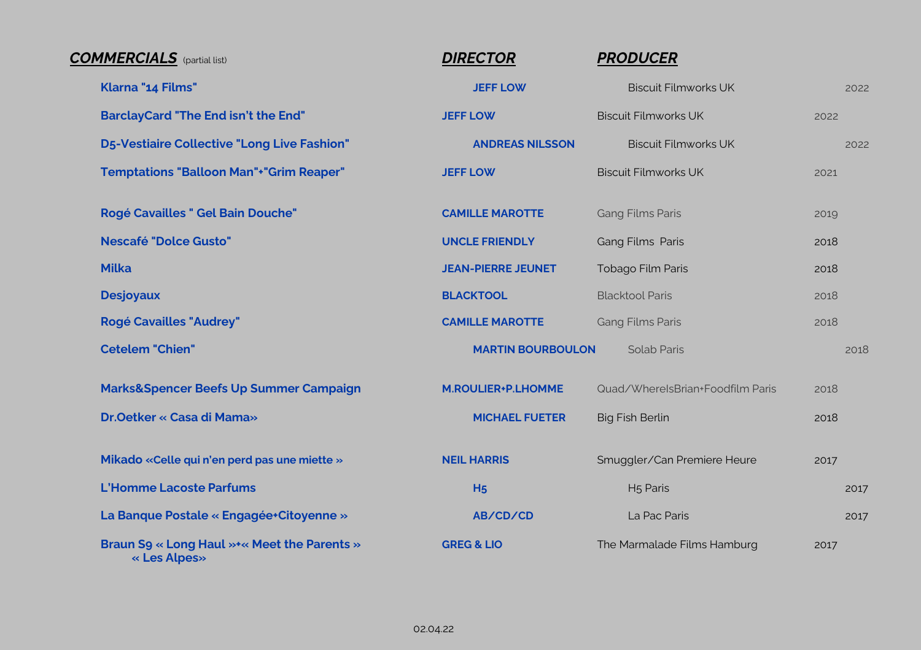| ***COMMERCIALS*** (partial list) | ***DIRECTOR*** | ***PRODUCER*** | |
|---|---|---|---|
| **Klarna "14 Films"** | **JEFF LOW** | Biscuit Filmworks UK | 2022 |
| **BarclayCard "The End isn't the End"** | **JEFF LOW** | Biscuit Filmworks UK | 2022 |
| **D5-Vestiaire Collective "Long Live Fashion"** | **ANDREAS NILSSON** | Biscuit Filmworks UK | 2022 |
| **Temptations "Balloon Man"+"Grim Reaper"** | **JEFF LOW** | Biscuit Filmworks UK | 2021 |
| **Rogé Cavailles " Gel Bain Douche"** | **CAMILLE MAROTTE** | Gang Films Paris | 2019 |
| **Nescafé "Dolce Gusto"** | **UNCLE FRIENDLY** | Gang Films Paris | 2018 |
| **Milka** | **JEAN-PIERRE JEUNET** | Tobago Film Paris | 2018 |
| **Desjoyaux** | **BLACKTOOL** | Blacktool Paris | 2018 |
| **Rogé Cavailles "Audrey"** | **CAMILLE MAROTTE** | Gang Films Paris | 2018 |
| **Cetelem "Chien"** | **MARTIN BOURBOULON** | Solab Paris | 2018 |
| **Marks&Spencer Beefs Up Summer Campaign** | **M.ROULIER+P.LHOMME** | Quad/WhereIsBrian+Foodfilm Paris | 2018 |
| **Dr.Oetker « Casa di Mama»** | **MICHAEL FUETER** | Big Fish Berlin | 2018 |
| **Mikado «Celle qui n'en perd pas une miette »** | **NEIL HARRIS** | Smuggler/Can Premiere Heure | 2017 |
| **L'Homme Lacoste Parfums** | **H5** | H5 Paris | 2017 |
| **La Banque Postale « Engagée+Citoyenne »** | **AB/CD/CD** | La Pac Paris | 2017 |
| **Braun S9 « Long Haul »+« Meet the Parents » « Les Alpes»** | **GREG & LIO** | The Marmalade Films Hamburg | 2017 |

02.04.22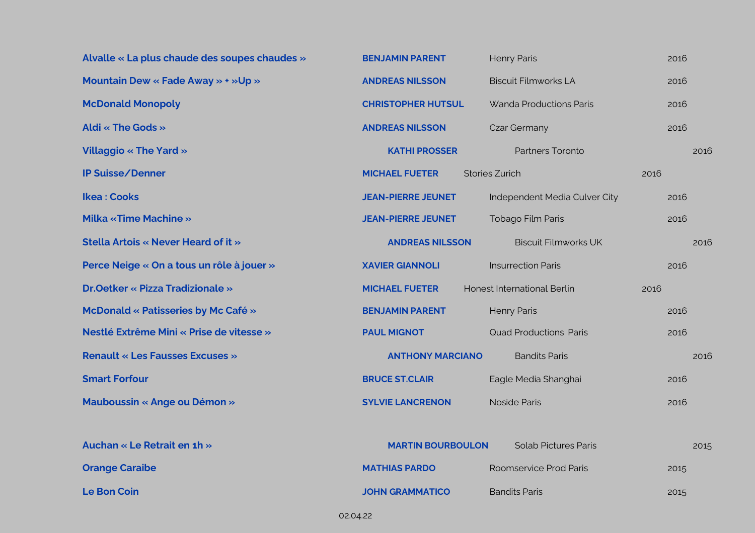| | | | |
|---|---|---|---|
| **Alvalle « La plus chaude des soupes chaudes »** | **BENJAMIN PARENT** | Henry Paris | 2016 |
| **Mountain Dew « Fade Away » + »Up »** | **ANDREAS NILSSON** | Biscuit Filmworks LA | 2016 |
| **McDonald Monopoly** | **CHRISTOPHER HUTSUL** | Wanda Productions Paris | 2016 |
| **Aldi « The Gods »** | **ANDREAS NILSSON** | Czar Germany | 2016 |
| **Villaggio « The Yard »** | **KATHI PROSSER** | Partners Toronto | 2016 |
| **IP Suisse/Denner** | **MICHAEL FUETER** | Stories Zurich | 2016 |
| **Ikea : Cooks** | **JEAN-PIERRE JEUNET** | Independent Media Culver City | 2016 |
| **Milka «Time Machine »** | **JEAN-PIERRE JEUNET** | Tobago Film Paris | 2016 |
| **Stella Artois « Never Heard of it »** | **ANDREAS NILSSON** | Biscuit Filmworks UK | 2016 |
| **Perce Neige « On a tous un rôle à jouer »** | **XAVIER GIANNOLI** | Insurrection Paris | 2016 |
| **Dr.Oetker « Pizza Tradizionale »** | **MICHAEL FUETER** | Honest International Berlin | 2016 |
| **McDonald « Patisseries by Mc Café »** | **BENJAMIN PARENT** | Henry Paris | 2016 |
| **Nestlé Extrême Mini « Prise de vitesse »** | **PAUL MIGNOT** | Quad Productions Paris | 2016 |
| **Renault « Les Fausses Excuses »** | **ANTHONY MARCIANO** | Bandits Paris | 2016 |
| **Smart Forfour** | **BRUCE ST.CLAIR** | Eagle Media Shanghai | 2016 |
| **Mauboussin « Ange ou Démon »** | **SYLVIE LANCRENON** | Noside Paris | 2016 |
| | | | |
| **Auchan « Le Retrait en 1h »** | **MARTIN BOURBOULON** | Solab Pictures Paris | 2015 |
| **Orange Caraibe** | **MATHIAS PARDO** | Roomservice Prod Paris | 2015 |
| **Le Bon Coin** | **JOHN GRAMMATICO** | Bandits Paris | 2015 |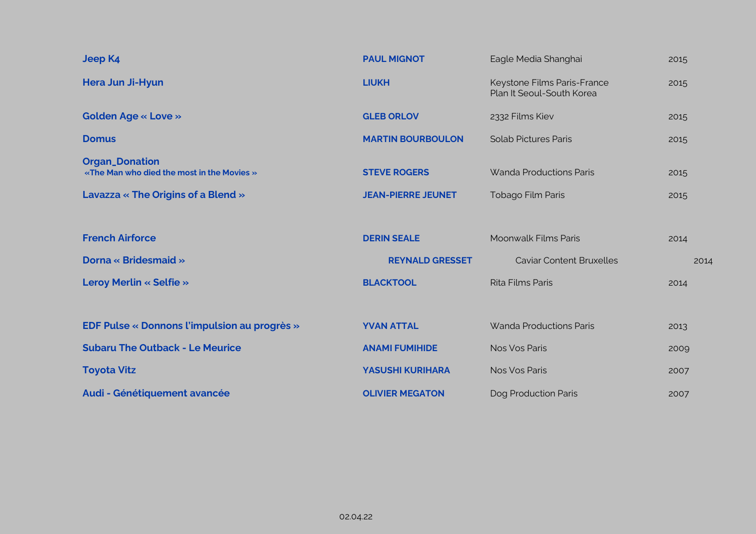| | | | |
|---|---|---|---|
| **Jeep K4** | **PAUL MIGNOT** | Eagle Media Shanghai | 2015 |
| **Hera Jun Ji-Hyun** | **LIUKH** | Keystone Films Paris-France<br>Plan It Seoul-South Korea | 2015 |
| **Golden Age « Love »** | **GLEB ORLOV** | 2332 Films Kiev | 2015 |
| **Domus** | **MARTIN BOURBOULON** | Solab Pictures Paris | 2015 |
| **Organ_Donation**<br>**«The Man who died the most in the Movies »** | **STEVE ROGERS** | Wanda Productions Paris | 2015 |
| **Lavazza « The Origins of a Blend »** | **JEAN-PIERRE JEUNET** | Tobago Film Paris | 2015 |
| **French Airforce** | **DERIN SEALE** | Moonwalk Films Paris | 2014 |
| **Dorna « Bridesmaid »** | **REYNALD GRESSET** | Caviar Content Bruxelles | 2014 |
| **Leroy Merlin « Selfie »** | **BLACKTOOL** | Rita Films Paris | 2014 |
| **EDF Pulse « Donnons l'impulsion au progrès »** | **YVAN ATTAL** | Wanda Productions Paris | 2013 |
| **Subaru The Outback - Le Meurice** | **ANAMI FUMIHIDE** | Nos Vos Paris | 2009 |
| **Toyota Vitz** | **YASUSHI KURIHARA** | Nos Vos Paris | 2007 |
| **Audi - Génétiquement avancée** | **OLIVIER MEGATON** | Dog Production Paris | 2007 |

02.04.22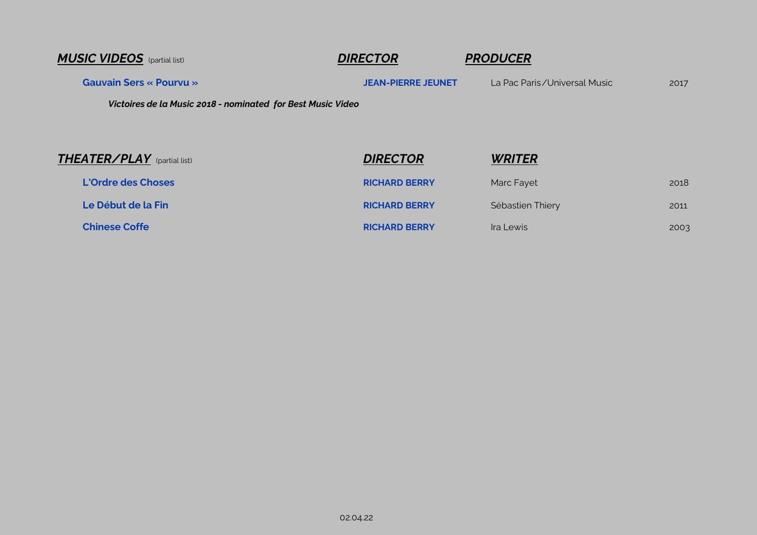| ***MUSIC VIDEOS*** (partial list) | ***DIRECTOR*** | ***PRODUCER*** | |
|---|---|---|---|
| **Gauvain Sers « Pourvu »** | **JEAN-PIERRE JEUNET** | La Pac Paris/Universal Music | 2017 |
| ***Victoires de la Music 2018 - nominated for Best Music Video*** | | | |

| ***THEATER/PLAY*** (partial list) | ***DIRECTOR*** | ***WRITER*** | |
|---|---|---|---|
| **L'Ordre des Choses** | **RICHARD BERRY** | Marc Fayet | 2018 |
| **Le Début de la Fin** | **RICHARD BERRY** | Sébastien Thiery | 2011 |
| **Chinese Coffe** | **RICHARD BERRY** | Ira Lewis | 2003 |

02.04.22